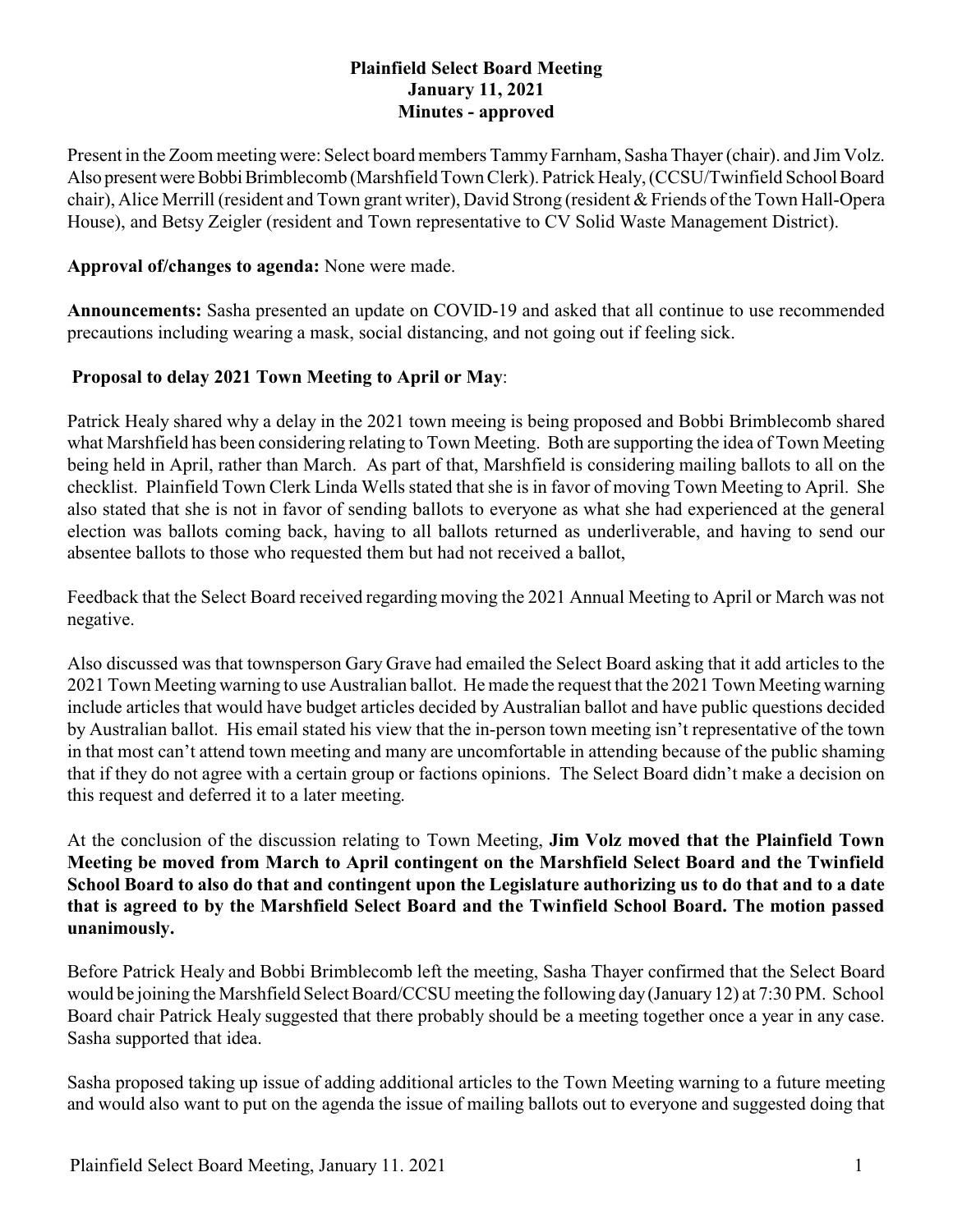**Plainfield Select Board Meeting**
**January 11, 2021**
**Minutes - approved**

Present in the Zoom meeting were: Select board members Tammy Farnham, Sasha Thayer (chair). and Jim Volz. Also present were Bobbi Brimblecomb (Marshfield Town Clerk). Patrick Healy, (CCSU/Twinfield School Board chair), Alice Merrill (resident and Town grant writer), David Strong (resident & Friends of the Town Hall-Opera House), and Betsy Zeigler (resident and Town representative to CV Solid Waste Management District).

**Approval of/changes to agenda:** None were made.

**Announcements:** Sasha presented an update on COVID-19 and asked that all continue to use recommended precautions including wearing a mask, social distancing, and not going out if feeling sick.

**Proposal to delay 2021 Town Meeting to April or May**:

Patrick Healy shared why a delay in the 2021 town meeing is being proposed and Bobbi Brimblecomb shared what Marshfield has been considering relating to Town Meeting. Both are supporting the idea of Town Meeting being held in April, rather than March. As part of that, Marshfield is considering mailing ballots to all on the checklist. Plainfield Town Clerk Linda Wells stated that she is in favor of moving Town Meeting to April. She also stated that she is not in favor of sending ballots to everyone as what she had experienced at the general election was ballots coming back, having to all ballots returned as underliverable, and having to send our absentee ballots to those who requested them but had not received a ballot,

Feedback that the Select Board received regarding moving the 2021 Annual Meeting to April or March was not negative.

Also discussed was that townsperson Gary Grave had emailed the Select Board asking that it add articles to the 2021 Town Meeting warning to use Australian ballot. He made the request that the 2021 Town Meeting warning include articles that would have budget articles decided by Australian ballot and have public questions decided by Australian ballot. His email stated his view that the in-person town meeting isn't representative of the town in that most can't attend town meeting and many are uncomfortable in attending because of the public shaming that if they do not agree with a certain group or factions opinions. The Select Board didn't make a decision on this request and deferred it to a later meeting.

At the conclusion of the discussion relating to Town Meeting, **Jim Volz moved that the Plainfield Town Meeting be moved from March to April contingent on the Marshfield Select Board and the Twinfield School Board to also do that and contingent upon the Legislature authorizing us to do that and to a date that is agreed to by the Marshfield Select Board and the Twinfield School Board. The motion passed unanimously.**

Before Patrick Healy and Bobbi Brimblecomb left the meeting, Sasha Thayer confirmed that the Select Board would be joining the Marshfield Select Board/CCSU meeting the following day (January 12) at 7:30 PM. School Board chair Patrick Healy suggested that there probably should be a meeting together once a year in any case. Sasha supported that idea.

Sasha proposed taking up issue of adding additional articles to the Town Meeting warning to a future meeting and would also want to put on the agenda the issue of mailing ballots out to everyone and suggested doing that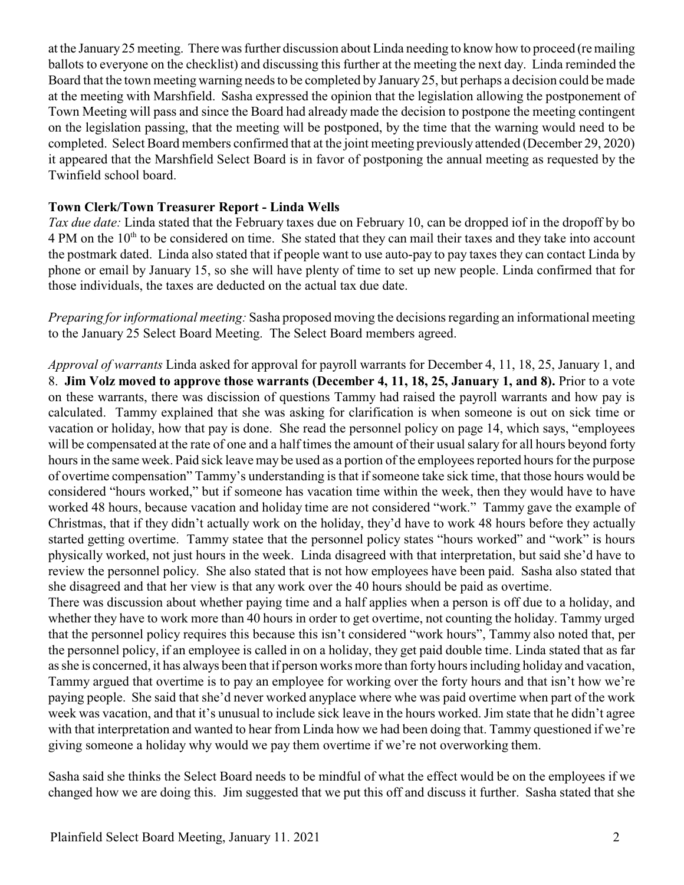at the January 25 meeting. There was further discussion about Linda needing to know how to proceed (re mailing ballots to everyone on the checklist) and discussing this further at the meeting the next day. Linda reminded the Board that the town meeting warning needs to be completed by January 25, but perhaps a decision could be made at the meeting with Marshfield. Sasha expressed the opinion that the legislation allowing the postponement of Town Meeting will pass and since the Board had already made the decision to postpone the meeting contingent on the legislation passing, that the meeting will be postponed, by the time that the warning would need to be completed. Select Board members confirmed that at the joint meeting previously attended (December 29, 2020) it appeared that the Marshfield Select Board is in favor of postponing the annual meeting as requested by the Twinfield school board.

**Town Clerk/Town Treasurer Report - Linda Wells**

*Tax due date:* Linda stated that the February taxes due on February 10, can be dropped iof in the dropoff by bo 4 PM on the 10th to be considered on time. She stated that they can mail their taxes and they take into account the postmark dated. Linda also stated that if people want to use auto-pay to pay taxes they can contact Linda by phone or email by January 15, so she will have plenty of time to set up new people. Linda confirmed that for those individuals, the taxes are deducted on the actual tax due date.

*Preparing for informational meeting:* Sasha proposed moving the decisions regarding an informational meeting to the January 25 Select Board Meeting. The Select Board members agreed.

*Approval of warrants* Linda asked for approval for payroll warrants for December 4, 11, 18, 25, January 1, and 8. **Jim Volz moved to approve those warrants (December 4, 11, 18, 25, January 1, and 8).** Prior to a vote on these warrants, there was discission of questions Tammy had raised the payroll warrants and how pay is calculated. Tammy explained that she was asking for clarification is when someone is out on sick time or vacation or holiday, how that pay is done. She read the personnel policy on page 14, which says, "employees will be compensated at the rate of one and a half times the amount of their usual salary for all hours beyond forty hours in the same week. Paid sick leave may be used as a portion of the employees reported hours for the purpose of overtime compensation" Tammy's understanding is that if someone take sick time, that those hours would be considered "hours worked," but if someone has vacation time within the week, then they would have to have worked 48 hours, because vacation and holiday time are not considered "work." Tammy gave the example of Christmas, that if they didn't actually work on the holiday, they'd have to work 48 hours before they actually started getting overtime. Tammy statee that the personnel policy states "hours worked" and "work" is hours physically worked, not just hours in the week. Linda disagreed with that interpretation, but said she'd have to review the personnel policy. She also stated that is not how employees have been paid. Sasha also stated that she disagreed and that her view is that any work over the 40 hours should be paid as overtime.

There was discussion about whether paying time and a half applies when a person is off due to a holiday, and whether they have to work more than 40 hours in order to get overtime, not counting the holiday. Tammy urged that the personnel policy requires this because this isn't considered "work hours", Tammy also noted that, per the personnel policy, if an employee is called in on a holiday, they get paid double time. Linda stated that as far as she is concerned, it has always been that if person works more than forty hours including holiday and vacation, Tammy argued that overtime is to pay an employee for working over the forty hours and that isn't how we're paying people. She said that she'd never worked anyplace where whe was paid overtime when part of the work week was vacation, and that it's unusual to include sick leave in the hours worked. Jim state that he didn't agree with that interpretation and wanted to hear from Linda how we had been doing that. Tammy questioned if we're giving someone a holiday why would we pay them overtime if we're not overworking them.

Sasha said she thinks the Select Board needs to be mindful of what the effect would be on the employees if we changed how we are doing this. Jim suggested that we put this off and discuss it further. Sasha stated that she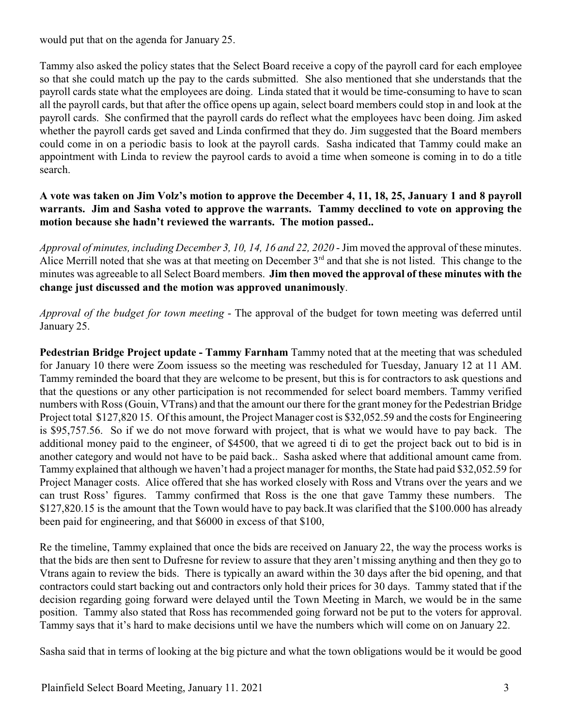would put that on the agenda for January 25.

Tammy also asked the policy states that the Select Board receive a copy of the payroll card for each employee so that she could match up the pay to the cards submitted. She also mentioned that she understands that the payroll cards state what the employees are doing. Linda stated that it would be time-consuming to have to scan all the payroll cards, but that after the office opens up again, select board members could stop in and look at the payroll cards. She confirmed that the payroll cards do reflect what the employees havc been doing. Jim asked whether the payroll cards get saved and Linda confirmed that they do. Jim suggested that the Board members could come in on a periodic basis to look at the payroll cards. Sasha indicated that Tammy could make an appointment with Linda to review the payrool cards to avoid a time when someone is coming in to do a title search.

**A vote was taken on Jim Volz's motion to approve the December 4, 11, 18, 25, January 1 and 8 payroll warrants. Jim and Sasha voted to approve the warrants. Tammy decclined to vote on approving the motion because she hadn't reviewed the warrants. The motion passed..**

*Approval of minutes, including December 3, 10, 14, 16 and 22, 2020* - Jim moved the approval of these minutes. Alice Merrill noted that she was at that meeting on December 3rd and that she is not listed. This change to the minutes was agreeable to all Select Board members. **Jim then moved the approval of these minutes with the change just discussed and the motion was approved unanimously**.

*Approval of the budget for town meeting* - The approval of the budget for town meeting was deferred until January 25.

**Pedestrian Bridge Project update - Tammy Farnham** Tammy noted that at the meeting that was scheduled for January 10 there were Zoom issuess so the meeting was rescheduled for Tuesday, January 12 at 11 AM. Tammy reminded the board that they are welcome to be present, but this is for contractors to ask questions and that the questions or any other participation is not recommended for select board members. Tammy verified numbers with Ross (Gouin, VTrans) and that the amount our there for the grant money for the Pedestrian Bridge Project total $127,820 15. Of this amount, the Project Manager cost is $32,052.59 and the costs for Engineering is $95,757.56. So if we do not move forward with project, that is what we would have to pay back. The additional money paid to the engineer, of $4500, that we agreed ti di to get the project back out to bid is in another category and would not have to be paid back.. Sasha asked where that additional amount came from. Tammy explained that although we haven't had a project manager for months, the State had paid $32,052.59 for Project Manager costs. Alice offered that she has worked closely with Ross and Vtrans over the years and we can trust Ross' figures. Tammy confirmed that Ross is the one that gave Tammy these numbers. The $127,820.15 is the amount that the Town would have to pay back.It was clarified that the $100.000 has already been paid for engineering, and that $6000 in excess of that $100,

Re the timeline, Tammy explained that once the bids are received on January 22, the way the process works is that the bids are then sent to Dufresne for review to assure that they aren't missing anything and then they go to Vtrans again to review the bids. There is typically an award within the 30 days after the bid opening, and that contractors could start backing out and contractors only hold their prices for 30 days. Tammy stated that if the decision regarding going forward were delayed until the Town Meeting in March, we would be in the same position. Tammy also stated that Ross has recommended going forward not be put to the voters for approval. Tammy says that it's hard to make decisions until we have the numbers which will come on on January 22.

Sasha said that in terms of looking at the big picture and what the town obligations would be it would be good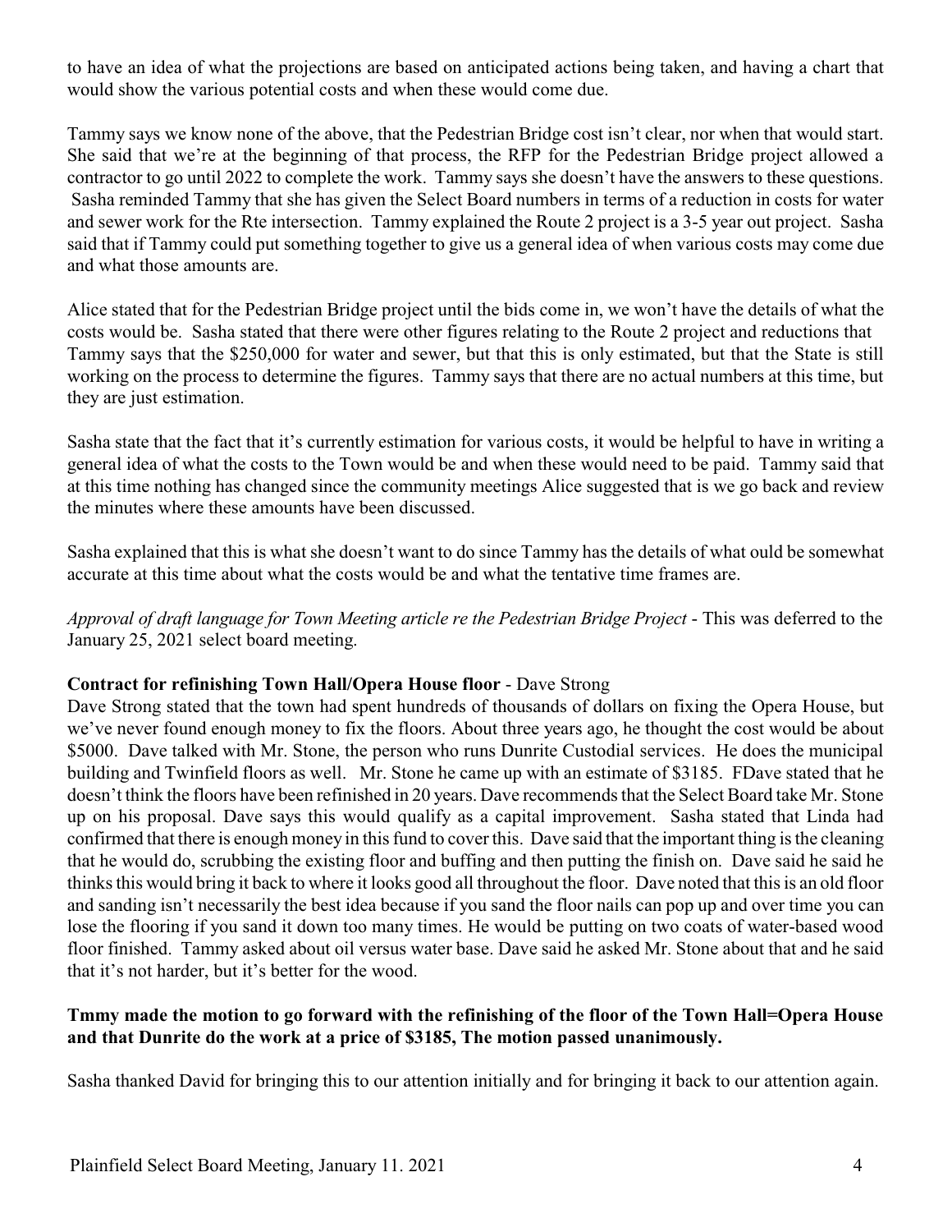to have an idea of what the projections are based on anticipated actions being taken, and having a chart that would show the various potential costs and when these would come due.

Tammy says we know none of the above, that the Pedestrian Bridge cost isn't clear, nor when that would start. She said that we're at the beginning of that process, the RFP for the Pedestrian Bridge project allowed a contractor to go until 2022 to complete the work. Tammy says she doesn't have the answers to these questions. Sasha reminded Tammy that she has given the Select Board numbers in terms of a reduction in costs for water and sewer work for the Rte intersection. Tammy explained the Route 2 project is a 3-5 year out project. Sasha said that if Tammy could put something together to give us a general idea of when various costs may come due and what those amounts are.

Alice stated that for the Pedestrian Bridge project until the bids come in, we won't have the details of what the costs would be. Sasha stated that there were other figures relating to the Route 2 project and reductions that Tammy says that the $250,000 for water and sewer, but that this is only estimated, but that the State is still working on the process to determine the figures. Tammy says that there are no actual numbers at this time, but they are just estimation.

Sasha state that the fact that it's currently estimation for various costs, it would be helpful to have in writing a general idea of what the costs to the Town would be and when these would need to be paid. Tammy said that at this time nothing has changed since the community meetings Alice suggested that is we go back and review the minutes where these amounts have been discussed.

Sasha explained that this is what she doesn't want to do since Tammy has the details of what ould be somewhat accurate at this time about what the costs would be and what the tentative time frames are.

*Approval of draft language for Town Meeting article re the Pedestrian Bridge Project* - This was deferred to the January 25, 2021 select board meeting.

**Contract for refinishing Town Hall/Opera House floor** - Dave Strong

Dave Strong stated that the town had spent hundreds of thousands of dollars on fixing the Opera House, but we've never found enough money to fix the floors. About three years ago, he thought the cost would be about $5000. Dave talked with Mr. Stone, the person who runs Dunrite Custodial services. He does the municipal building and Twinfield floors as well. Mr. Stone he came up with an estimate of $3185. FDave stated that he doesn't think the floors have been refinished in 20 years. Dave recommends that the Select Board take Mr. Stone up on his proposal. Dave says this would qualify as a capital improvement. Sasha stated that Linda had confirmed that there is enough money in this fund to cover this. Dave said that the important thing is the cleaning that he would do, scrubbing the existing floor and buffing and then putting the finish on. Dave said he said he thinks this would bring it back to where it looks good all throughout the floor. Dave noted that this is an old floor and sanding isn't necessarily the best idea because if you sand the floor nails can pop up and over time you can lose the flooring if you sand it down too many times. He would be putting on two coats of water-based wood floor finished. Tammy asked about oil versus water base. Dave said he asked Mr. Stone about that and he said that it's not harder, but it's better for the wood.

**Tmmy made the motion to go forward with the refinishing of the floor of the Town Hall=Opera House and that Dunrite do the work at a price of $3185, The motion passed unanimously.**

Sasha thanked David for bringing this to our attention initially and for bringing it back to our attention again.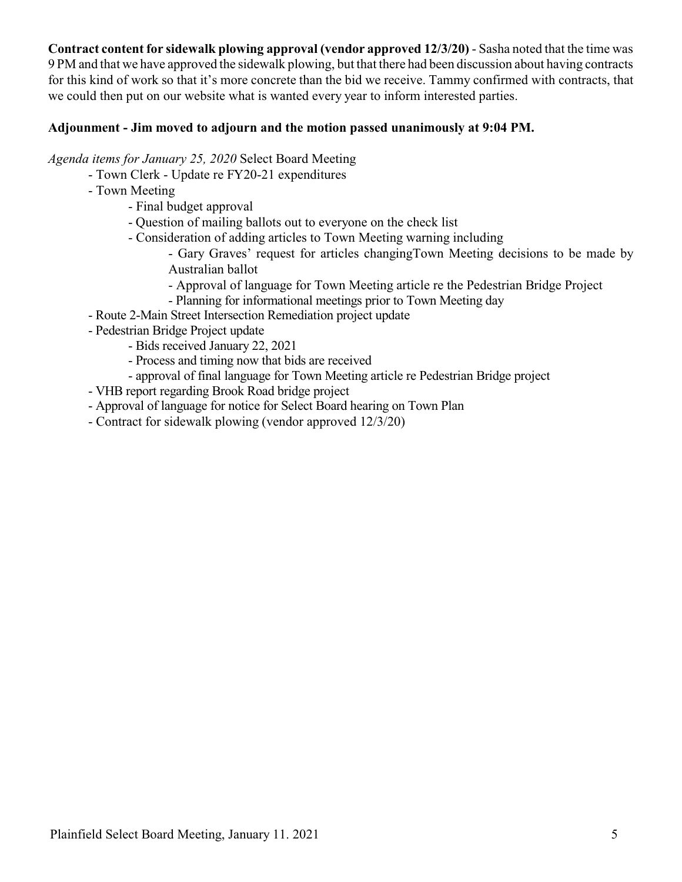**Contract content for sidewalk plowing approval (vendor approved 12/3/20)** - Sasha noted that the time was 9 PM and that we have approved the sidewalk plowing, but that there had been discussion about having contracts for this kind of work so that it's more concrete than the bid we receive. Tammy confirmed with contracts, that we could then put on our website what is wanted every year to inform interested parties.

**Adjournment - Jim moved to adjourn and the motion passed unanimously at 9:04 PM.**

*Agenda items for January 25, 2020* Select Board Meeting

- Town Clerk - Update re FY20-21 expenditures
- Town Meeting
  - Final budget approval
  - Question of mailing ballots out to everyone on the check list
  - Consideration of adding articles to Town Meeting warning including
    - Gary Graves' request for articles changingTown Meeting decisions to be made by Australian ballot
    - Approval of language for Town Meeting article re the Pedestrian Bridge Project
    - Planning for informational meetings prior to Town Meeting day
- Route 2-Main Street Intersection Remediation project update
- Pedestrian Bridge Project update
  - Bids received January 22, 2021
  - Process and timing now that bids are received
  - approval of final language for Town Meeting article re Pedestrian Bridge project
- VHB report regarding Brook Road bridge project
- Approval of language for notice for Select Board hearing on Town Plan
- Contract for sidewalk plowing (vendor approved 12/3/20)